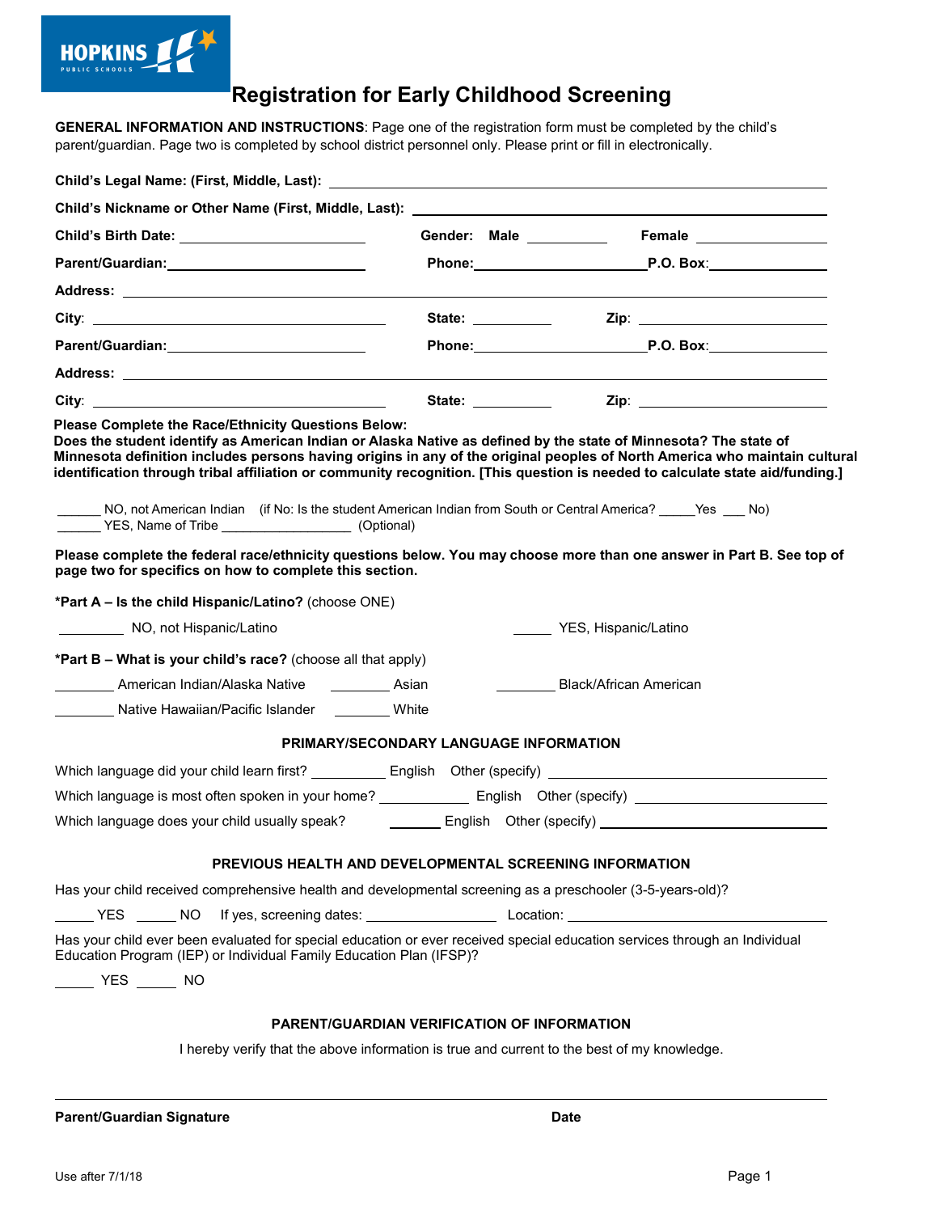HOPKINS PUBLIC SCHOOLS

# Registration for Early Childhood Screening

**GENERAL INFORMATION AND INSTRUCTIONS**: Page one of the registration form must be completed by the child's parent/guardian. Page two is completed by school district personnel only. Please print or fill in electronically.

**Child's Legal Name: (First, Middle, Last):** ______________________________

**Child's Nickname or Other Name (First, Middle, Last):** ______________________________

**Child's Birth Date:** ______________ **Gender: Male** ________ **Female** ________

**Parent/Guardian:** ______________ **Phone:** ______________ **P.O. Box**: ______________

**Address:** ______________________________

**City**: ______________ **State:** ________ **Zip**: ______________

**Parent/Guardian:** ______________ **Phone:** ______________ **P.O. Box**: ______________

**Address:** ______________________________

**City**: ______________ **State:** ________ **Zip**: ______________

**Please Complete the Race/Ethnicity Questions Below:**
**Does the student identify as American Indian or Alaska Native as defined by the state of Minnesota? The state of Minnesota definition includes persons having origins in any of the original peoples of North America who maintain cultural identification through tribal affiliation or community recognition. [This question is needed to calculate state aid/funding.]**

______ NO, not American Indian (if No: Is the student American Indian from South or Central America? _____Yes ___ No)
______ YES, Name of Tribe __________________ (Optional)

**Please complete the federal race/ethnicity questions below. You may choose more than one answer in Part B. See top of page two for specifics on how to complete this section.**

***Part A – Is the child Hispanic/Latino?** (choose ONE)

_________ NO, not Hispanic/Latino _____ YES, Hispanic/Latino

***Part B – What is your child's race?** (choose all that apply)

________ American Indian/Alaska Native ________ Asian ________ Black/African American

________ Native Hawaiian/Pacific Islander _______ White

## PRIMARY/SECONDARY LANGUAGE INFORMATION

Which language did your child learn first? __________ English Other (specify) ______________

Which language is most often spoken in your home? ____________ English Other (specify) ______________

Which language does your child usually speak? _______ English Other (specify) ______________

## PREVIOUS HEALTH AND DEVELOPMENTAL SCREENING INFORMATION

Has your child received comprehensive health and developmental screening as a preschooler (3-5-years-old)?

_____ YES _____ NO If yes, screening dates: _________________ Location: ______________

Has your child ever been evaluated for special education or ever received special education services through an Individual Education Program (IEP) or Individual Family Education Plan (IFSP)?

_____ YES _____ NO

## PARENT/GUARDIAN VERIFICATION OF INFORMATION

I hereby verify that the above information is true and current to the best of my knowledge.

______________________________________________

**Parent/Guardian Signature** **Date**

Use after 7/1/18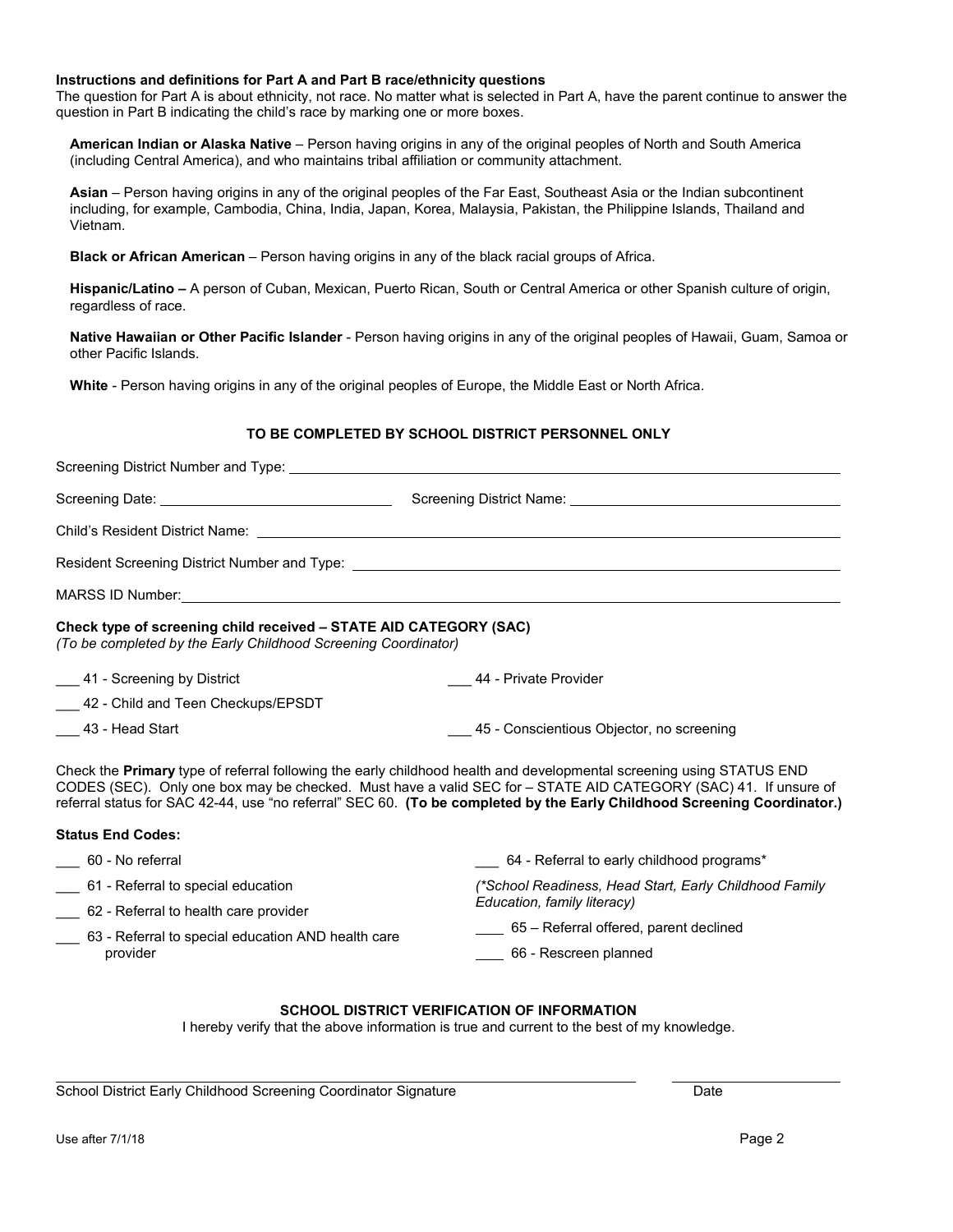**Instructions and definitions for Part A and Part B race/ethnicity questions**

The question for Part A is about ethnicity, not race. No matter what is selected in Part A, have the parent continue to answer the question in Part B indicating the child's race by marking one or more boxes.

**American Indian or Alaska Native** – Person having origins in any of the original peoples of North and South America (including Central America), and who maintains tribal affiliation or community attachment.

**Asian** – Person having origins in any of the original peoples of the Far East, Southeast Asia or the Indian subcontinent including, for example, Cambodia, China, India, Japan, Korea, Malaysia, Pakistan, the Philippine Islands, Thailand and Vietnam.

**Black or African American** – Person having origins in any of the black racial groups of Africa.

**Hispanic/Latino –** A person of Cuban, Mexican, Puerto Rican, South or Central America or other Spanish culture of origin, regardless of race.

**Native Hawaiian or Other Pacific Islander** - Person having origins in any of the original peoples of Hawaii, Guam, Samoa or other Pacific Islands.

**White** - Person having origins in any of the original peoples of Europe, the Middle East or North Africa.

### TO BE COMPLETED BY SCHOOL DISTRICT PERSONNEL ONLY

Screening District Number and Type: ______________________________

Screening Date: ______________________ Screening District Name: ______________________

Child's Resident District Name: ______________________________

Resident Screening District Number and Type: ______________________________

MARSS ID Number: ______________________________

**Check type of screening child received – STATE AID CATEGORY (SAC)**
*(To be completed by the Early Childhood Screening Coordinator)*

___ 41 - Screening by District

___ 42 - Child and Teen Checkups/EPSDT

___ 43 - Head Start

___ 44 - Private Provider

___ 45 - Conscientious Objector, no screening

Check the **Primary** type of referral following the early childhood health and developmental screening using STATUS END CODES (SEC). Only one box may be checked. Must have a valid SEC for – STATE AID CATEGORY (SAC) 41. If unsure of referral status for SAC 42-44, use "no referral" SEC 60. **(To be completed by the Early Childhood Screening Coordinator.)**

**Status End Codes:**

___ 60 - No referral

___ 61 - Referral to special education

___ 62 - Referral to health care provider

___ 63 - Referral to special education AND health care provider

___ 64 - Referral to early childhood programs*

*(\*School Readiness, Head Start, Early Childhood Family Education, family literacy)*

___ 65 – Referral offered, parent declined

___ 66 - Rescreen planned

### SCHOOL DISTRICT VERIFICATION OF INFORMATION

I hereby verify that the above information is true and current to the best of my knowledge.

______________________________________________ ______________________

School District Early Childhood Screening Coordinator Signature Date

Use after 7/1/18